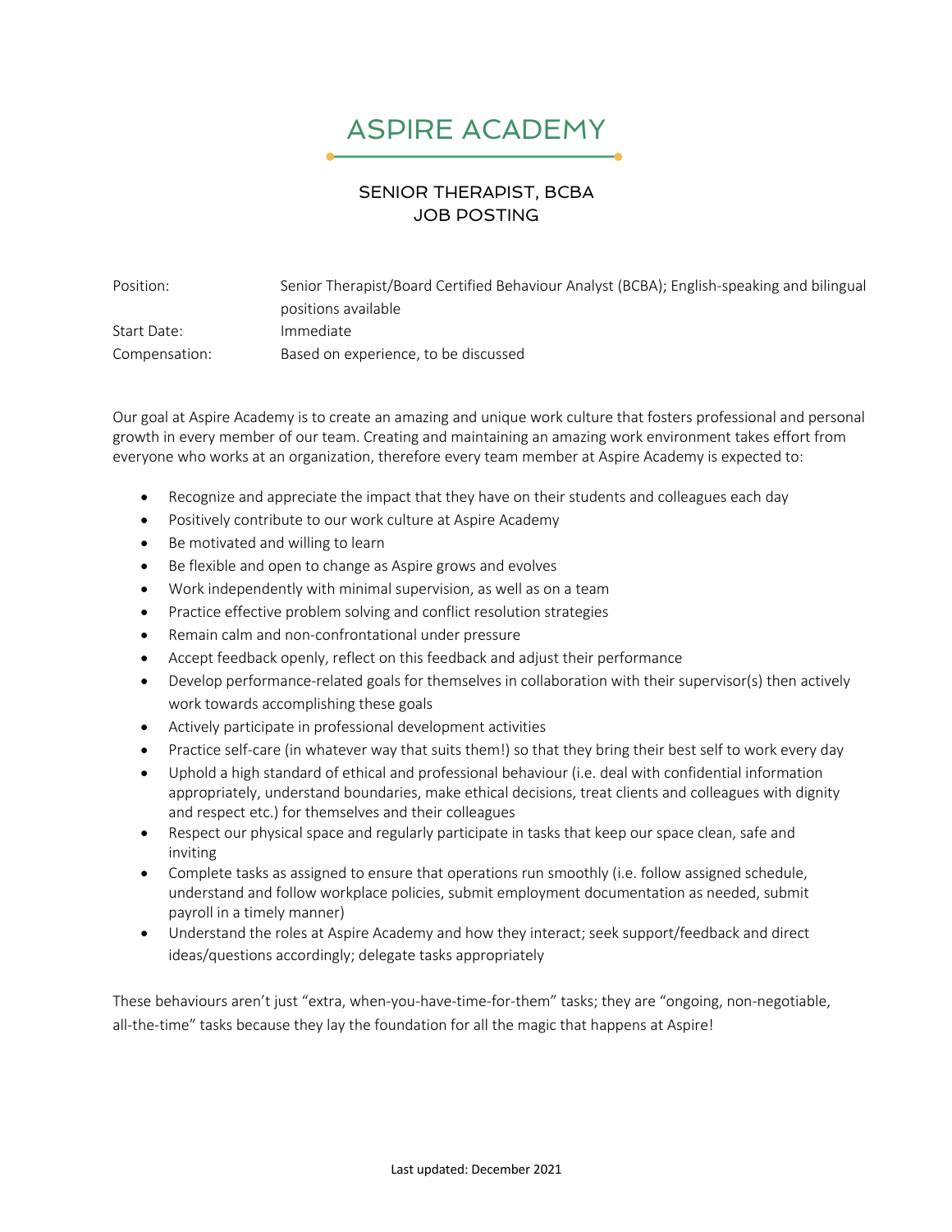# ASPIRE ACADEMY

## SENIOR THERAPIST, BCBA
## JOB POSTING

| | |
|---|---|
| Position: | Senior Therapist/Board Certified Behaviour Analyst (BCBA); English-speaking and bilingual positions available |
| Start Date: | Immediate |
| Compensation: | Based on experience, to be discussed |

Our goal at Aspire Academy is to create an amazing and unique work culture that fosters professional and personal growth in every member of our team. Creating and maintaining an amazing work environment takes effort from everyone who works at an organization, therefore every team member at Aspire Academy is expected to:

- Recognize and appreciate the impact that they have on their students and colleagues each day
- Positively contribute to our work culture at Aspire Academy
- Be motivated and willing to learn
- Be flexible and open to change as Aspire grows and evolves
- Work independently with minimal supervision, as well as on a team
- Practice effective problem solving and conflict resolution strategies
- Remain calm and non-confrontational under pressure
- Accept feedback openly, reflect on this feedback and adjust their performance
- Develop performance-related goals for themselves in collaboration with their supervisor(s) then actively work towards accomplishing these goals
- Actively participate in professional development activities
- Practice self-care (in whatever way that suits them!) so that they bring their best self to work every day
- Uphold a high standard of ethical and professional behaviour (i.e. deal with confidential information appropriately, understand boundaries, make ethical decisions, treat clients and colleagues with dignity and respect etc.) for themselves and their colleagues
- Respect our physical space and regularly participate in tasks that keep our space clean, safe and inviting
- Complete tasks as assigned to ensure that operations run smoothly (i.e. follow assigned schedule, understand and follow workplace policies, submit employment documentation as needed, submit payroll in a timely manner)
- Understand the roles at Aspire Academy and how they interact; seek support/feedback and direct ideas/questions accordingly; delegate tasks appropriately

These behaviours aren't just "extra, when-you-have-time-for-them" tasks; they are "ongoing, non-negotiable, all-the-time" tasks because they lay the foundation for all the magic that happens at Aspire!

Last updated: December 2021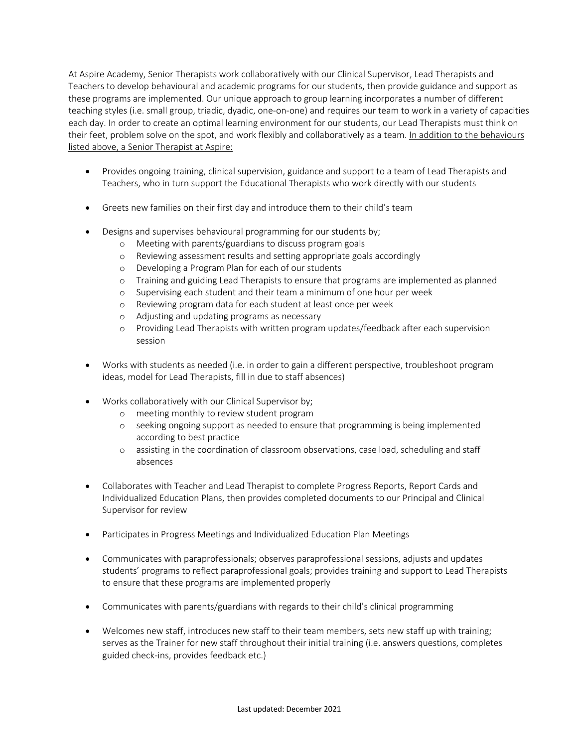At Aspire Academy, Senior Therapists work collaboratively with our Clinical Supervisor, Lead Therapists and Teachers to develop behavioural and academic programs for our students, then provide guidance and support as these programs are implemented. Our unique approach to group learning incorporates a number of different teaching styles (i.e. small group, triadic, dyadic, one-on-one) and requires our team to work in a variety of capacities each day. In order to create an optimal learning environment for our students, our Lead Therapists must think on their feet, problem solve on the spot, and work flexibly and collaboratively as a team. <u>In addition to the behaviours listed above, a Senior Therapist at Aspire:</u>

- Provides ongoing training, clinical supervision, guidance and support to a team of Lead Therapists and Teachers, who in turn support the Educational Therapists who work directly with our students
- Greets new families on their first day and introduce them to their child's team
- Designs and supervises behavioural programming for our students by;
  - Meeting with parents/guardians to discuss program goals
  - Reviewing assessment results and setting appropriate goals accordingly
  - Developing a Program Plan for each of our students
  - Training and guiding Lead Therapists to ensure that programs are implemented as planned
  - Supervising each student and their team a minimum of one hour per week
  - Reviewing program data for each student at least once per week
  - Adjusting and updating programs as necessary
  - Providing Lead Therapists with written program updates/feedback after each supervision session
- Works with students as needed (i.e. in order to gain a different perspective, troubleshoot program ideas, model for Lead Therapists, fill in due to staff absences)
- Works collaboratively with our Clinical Supervisor by;
  - meeting monthly to review student program
  - seeking ongoing support as needed to ensure that programming is being implemented according to best practice
  - assisting in the coordination of classroom observations, case load, scheduling and staff absences
- Collaborates with Teacher and Lead Therapist to complete Progress Reports, Report Cards and Individualized Education Plans, then provides completed documents to our Principal and Clinical Supervisor for review
- Participates in Progress Meetings and Individualized Education Plan Meetings
- Communicates with paraprofessionals; observes paraprofessional sessions, adjusts and updates students' programs to reflect paraprofessional goals; provides training and support to Lead Therapists to ensure that these programs are implemented properly
- Communicates with parents/guardians with regards to their child's clinical programming
- Welcomes new staff, introduces new staff to their team members, sets new staff up with training; serves as the Trainer for new staff throughout their initial training (i.e. answers questions, completes guided check-ins, provides feedback etc.)

Last updated: December 2021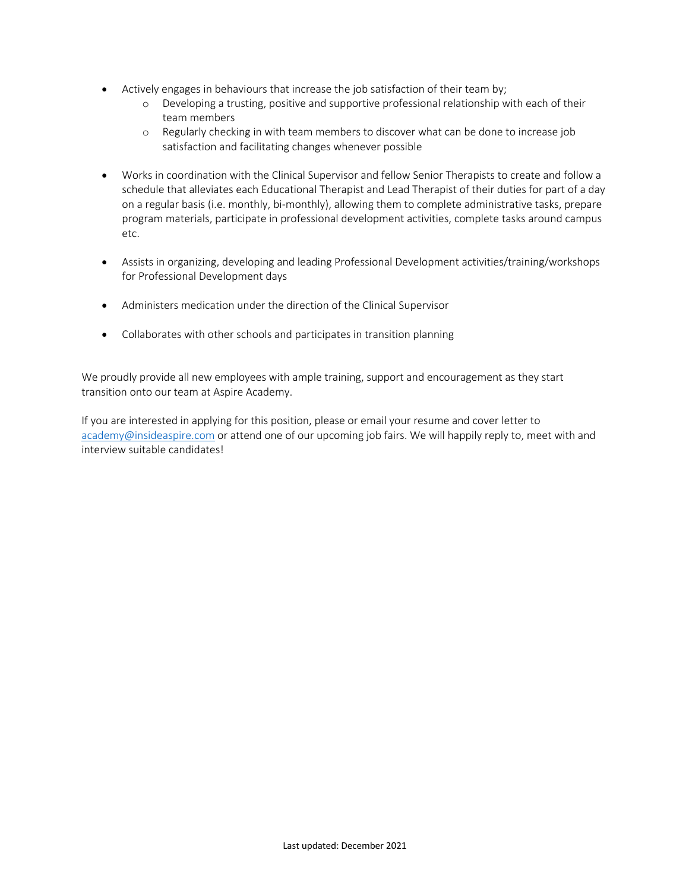- Actively engages in behaviours that increase the job satisfaction of their team by;
    - Developing a trusting, positive and supportive professional relationship with each of their team members
    - Regularly checking in with team members to discover what can be done to increase job satisfaction and facilitating changes whenever possible

- Works in coordination with the Clinical Supervisor and fellow Senior Therapists to create and follow a schedule that alleviates each Educational Therapist and Lead Therapist of their duties for part of a day on a regular basis (i.e. monthly, bi-monthly), allowing them to complete administrative tasks, prepare program materials, participate in professional development activities, complete tasks around campus etc.

- Assists in organizing, developing and leading Professional Development activities/training/workshops for Professional Development days

- Administers medication under the direction of the Clinical Supervisor

- Collaborates with other schools and participates in transition planning

We proudly provide all new employees with ample training, support and encouragement as they start transition onto our team at Aspire Academy.

If you are interested in applying for this position, please or email your resume and cover letter to [academy@insideaspire.com](mailto:academy@insideaspire.com) or attend one of our upcoming job fairs. We will happily reply to, meet with and interview suitable candidates!

Last updated: December 2021